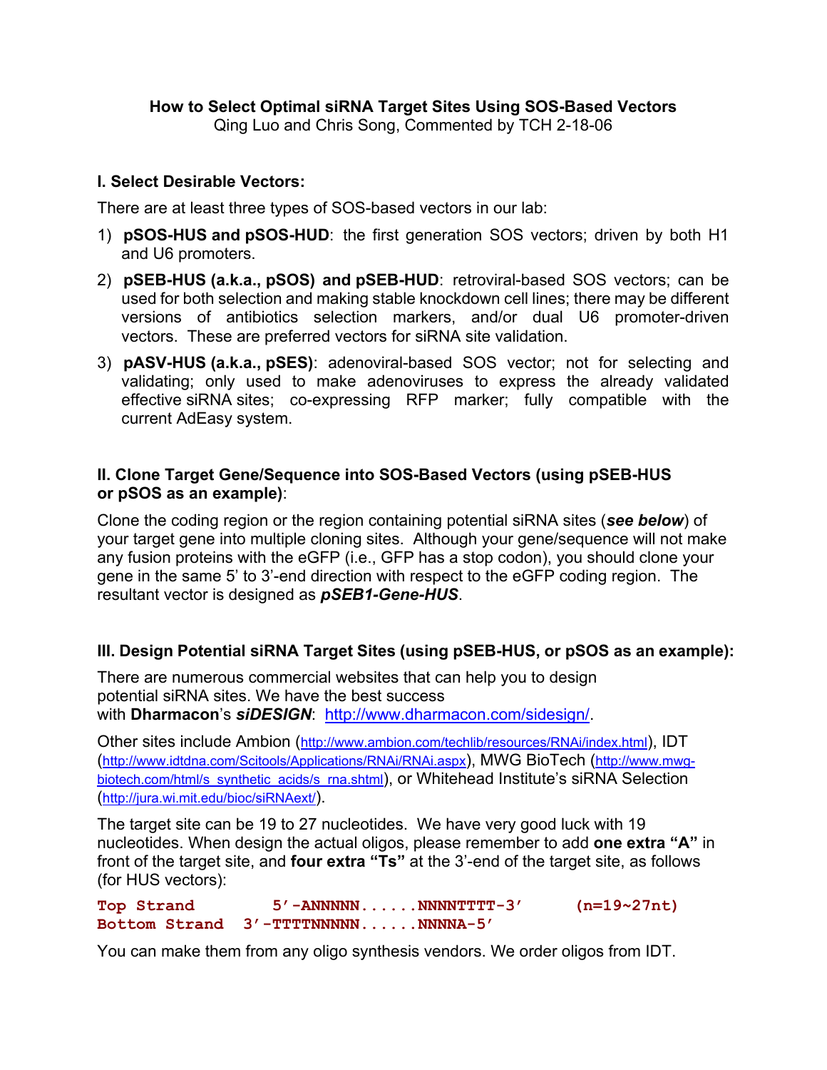# How to Select Optimal siRNA Target Sites Using SOS-Based Vectors

Qing Luo and Chris Song, Commented by TCH 2-18-06

## I. Select Desirable Vectors:

There are at least three types of SOS-based vectors in our lab:

1) **pSOS-HUS and pSOS-HUD**: the first generation SOS vectors; driven by both H1 and U6 promoters.
2) **pSEB-HUS (a.k.a., pSOS) and pSEB-HUD**: retroviral-based SOS vectors; can be used for both selection and making stable knockdown cell lines; there may be different versions of antibiotics selection markers, and/or dual U6 promoter-driven vectors. These are preferred vectors for siRNA site validation.
3) **pASV-HUS (a.k.a., pSES)**: adenoviral-based SOS vector; not for selecting and validating; only used to make adenoviruses to express the already validated effective siRNA sites; co-expressing RFP marker; fully compatible with the current AdEasy system.

## II. Clone Target Gene/Sequence into SOS-Based Vectors (using pSEB-HUS or pSOS as an example):

Clone the coding region or the region containing potential siRNA sites (***see below***) of your target gene into multiple cloning sites. Although your gene/sequence will not make any fusion proteins with the eGFP (i.e., GFP has a stop codon), you should clone your gene in the same 5' to 3'-end direction with respect to the eGFP coding region. The resultant vector is designed as ***pSEB1-Gene-HUS***.

## III. Design Potential siRNA Target Sites (using pSEB-HUS, or pSOS as an example):

There are numerous commercial websites that can help you to design potential siRNA sites. We have the best success with **Dharmacon**'s ***siDESIGN***: http://www.dharmacon.com/sidesign/.

Other sites include Ambion (http://www.ambion.com/techlib/resources/RNAi/index.html), IDT (http://www.idtdna.com/Scitools/Applications/RNAi/RNAi.aspx), MWG BioTech (http://www.mwg-biotech.com/html/s_synthetic_acids/s_rna.shtml), or Whitehead Institute's siRNA Selection (http://jura.wi.mit.edu/bioc/siRNAext/).

The target site can be 19 to 27 nucleotides. We have very good luck with 19 nucleotides. When design the actual oligos, please remember to add **one extra "A"** in front of the target site, and **four extra "Ts"** at the 3'-end of the target site, as follows (for HUS vectors):

```
Top Strand        5'-ANNNNN......NNNNTTTT-3'      (n=19~27nt)
Bottom Strand  3'-TTTTNNNNN......NNNNA-5'
```

You can make them from any oligo synthesis vendors. We order oligos from IDT.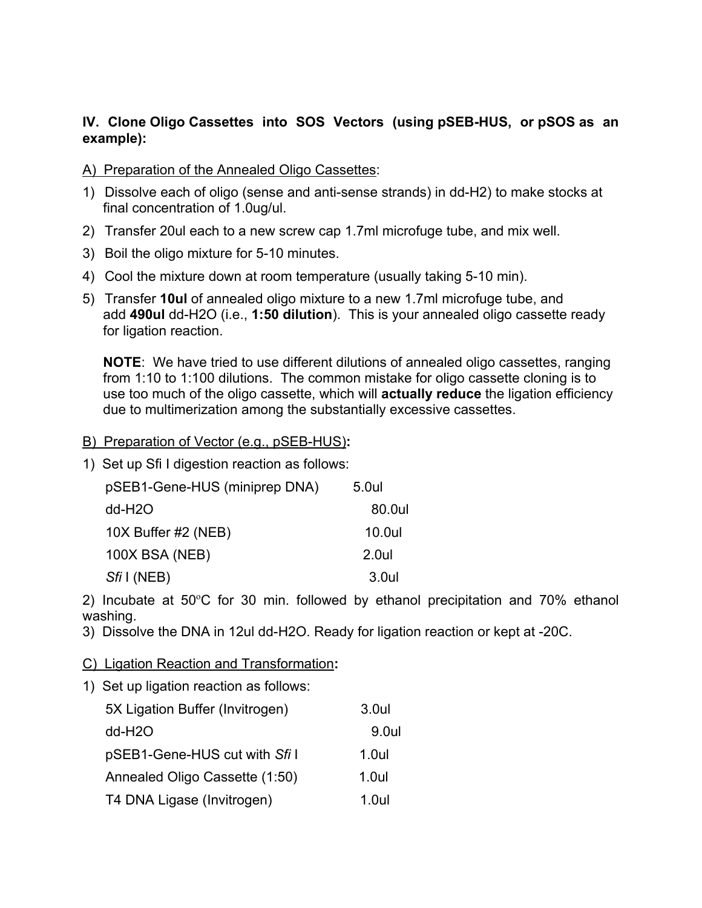**IV. Clone Oligo Cassettes into SOS Vectors (using pSEB-HUS, or pSOS as an example):**

A) Preparation of the Annealed Oligo Cassettes:

1) Dissolve each of oligo (sense and anti-sense strands) in dd-H2) to make stocks at final concentration of 1.0ug/ul.
2) Transfer 20ul each to a new screw cap 1.7ml microfuge tube, and mix well.
3) Boil the oligo mixture for 5-10 minutes.
4) Cool the mixture down at room temperature (usually taking 5-10 min).
5) Transfer **10ul** of annealed oligo mixture to a new 1.7ml microfuge tube, and add **490ul** dd-H2O (i.e., **1:50 dilution**). This is your annealed oligo cassette ready for ligation reaction.

   **NOTE**: We have tried to use different dilutions of annealed oligo cassettes, ranging from 1:10 to 1:100 dilutions. The common mistake for oligo cassette cloning is to use too much of the oligo cassette, which will **actually reduce** the ligation efficiency due to multimerization among the substantially excessive cassettes.

B) Preparation of Vector (e.g., pSEB-HUS)**:**

1) Set up Sfi I digestion reaction as follows:

| | |
|---|---|
| pSEB1-Gene-HUS (miniprep DNA) | 5.0ul |
| dd-H2O | 80.0ul |
| 10X Buffer #2 (NEB) | 10.0ul |
| 100X BSA (NEB) | 2.0ul |
| *Sfi* I (NEB) | 3.0ul |

2) Incubate at 50$^{o}$C for 30 min. followed by ethanol precipitation and 70% ethanol washing.
3) Dissolve the DNA in 12ul dd-H2O. Ready for ligation reaction or kept at -20C.

C) Ligation Reaction and Transformation**:**

1) Set up ligation reaction as follows:

| | |
|---|---|
| 5X Ligation Buffer (Invitrogen) | 3.0ul |
| dd-H2O | 9.0ul |
| pSEB1-Gene-HUS cut with *Sfi* I | 1.0ul |
| Annealed Oligo Cassette (1:50) | 1.0ul |
| T4 DNA Ligase (Invitrogen) | 1.0ul |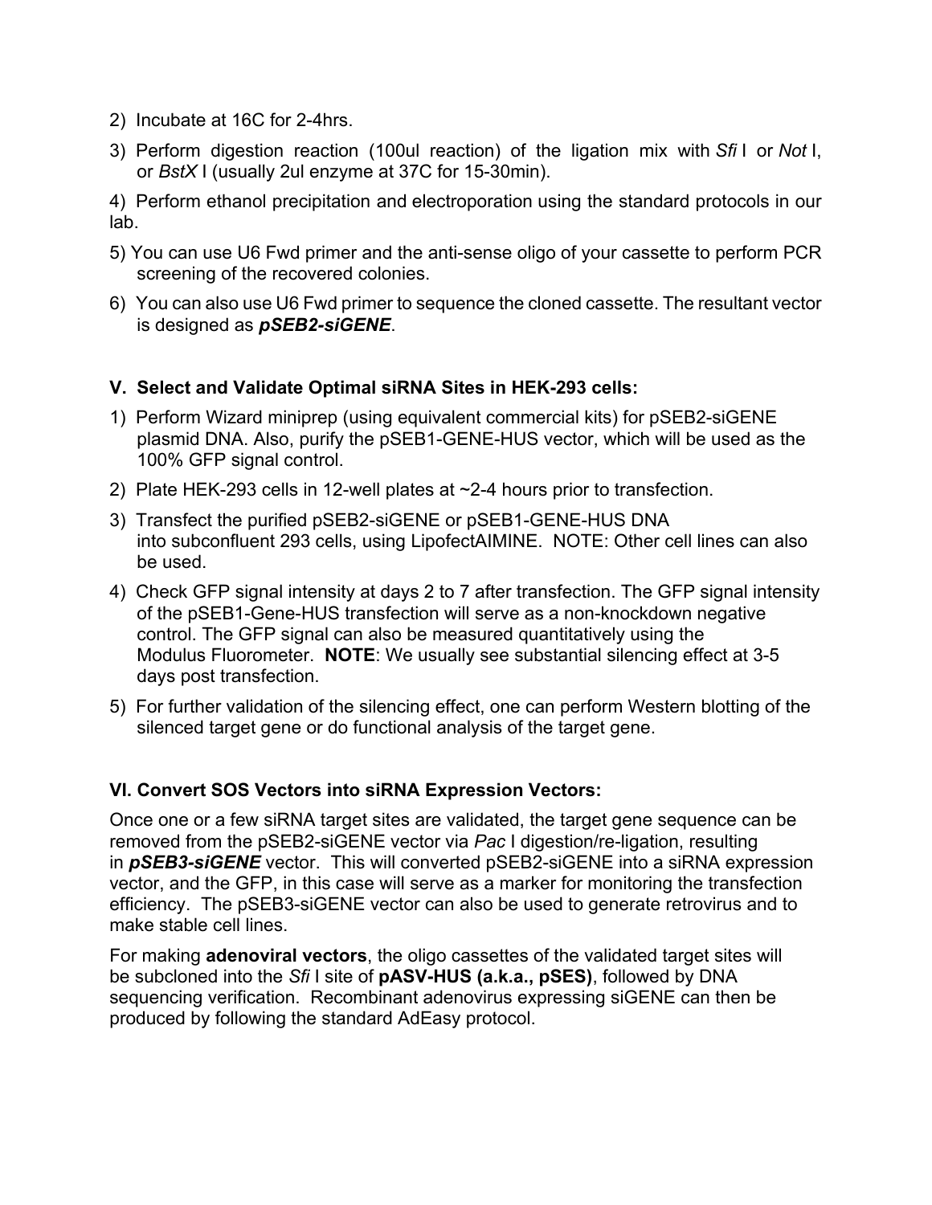2) Incubate at 16C for 2-4hrs.

3) Perform digestion reaction (100ul reaction) of the ligation mix with *Sfi* I or *Not* I, or *BstX* I (usually 2ul enzyme at 37C for 15-30min).

4) Perform ethanol precipitation and electroporation using the standard protocols in our lab.

5) You can use U6 Fwd primer and the anti-sense oligo of your cassette to perform PCR screening of the recovered colonies.

6) You can also use U6 Fwd primer to sequence the cloned cassette. The resultant vector is designed as ***pSEB2-siGENE***.

### V. Select and Validate Optimal siRNA Sites in HEK-293 cells:

1) Perform Wizard miniprep (using equivalent commercial kits) for pSEB2-siGENE plasmid DNA. Also, purify the pSEB1-GENE-HUS vector, which will be used as the 100% GFP signal control.

2) Plate HEK-293 cells in 12-well plates at ~2-4 hours prior to transfection.

3) Transfect the purified pSEB2-siGENE or pSEB1-GENE-HUS DNA into subconfluent 293 cells, using LipofectAIMINE. NOTE: Other cell lines can also be used.

4) Check GFP signal intensity at days 2 to 7 after transfection. The GFP signal intensity of the pSEB1-Gene-HUS transfection will serve as a non-knockdown negative control. The GFP signal can also be measured quantitatively using the Modulus Fluorometer. **NOTE**: We usually see substantial silencing effect at 3-5 days post transfection.

5) For further validation of the silencing effect, one can perform Western blotting of the silenced target gene or do functional analysis of the target gene.

### VI. Convert SOS Vectors into siRNA Expression Vectors:

Once one or a few siRNA target sites are validated, the target gene sequence can be removed from the pSEB2-siGENE vector via *Pac* I digestion/re-ligation, resulting in ***pSEB3-siGENE*** vector. This will converted pSEB2-siGENE into a siRNA expression vector, and the GFP, in this case will serve as a marker for monitoring the transfection efficiency. The pSEB3-siGENE vector can also be used to generate retrovirus and to make stable cell lines.

For making **adenoviral vectors**, the oligo cassettes of the validated target sites will be subcloned into the *Sfi* I site of **pASV-HUS (a.k.a., pSES)**, followed by DNA sequencing verification. Recombinant adenovirus expressing siGENE can then be produced by following the standard AdEasy protocol.